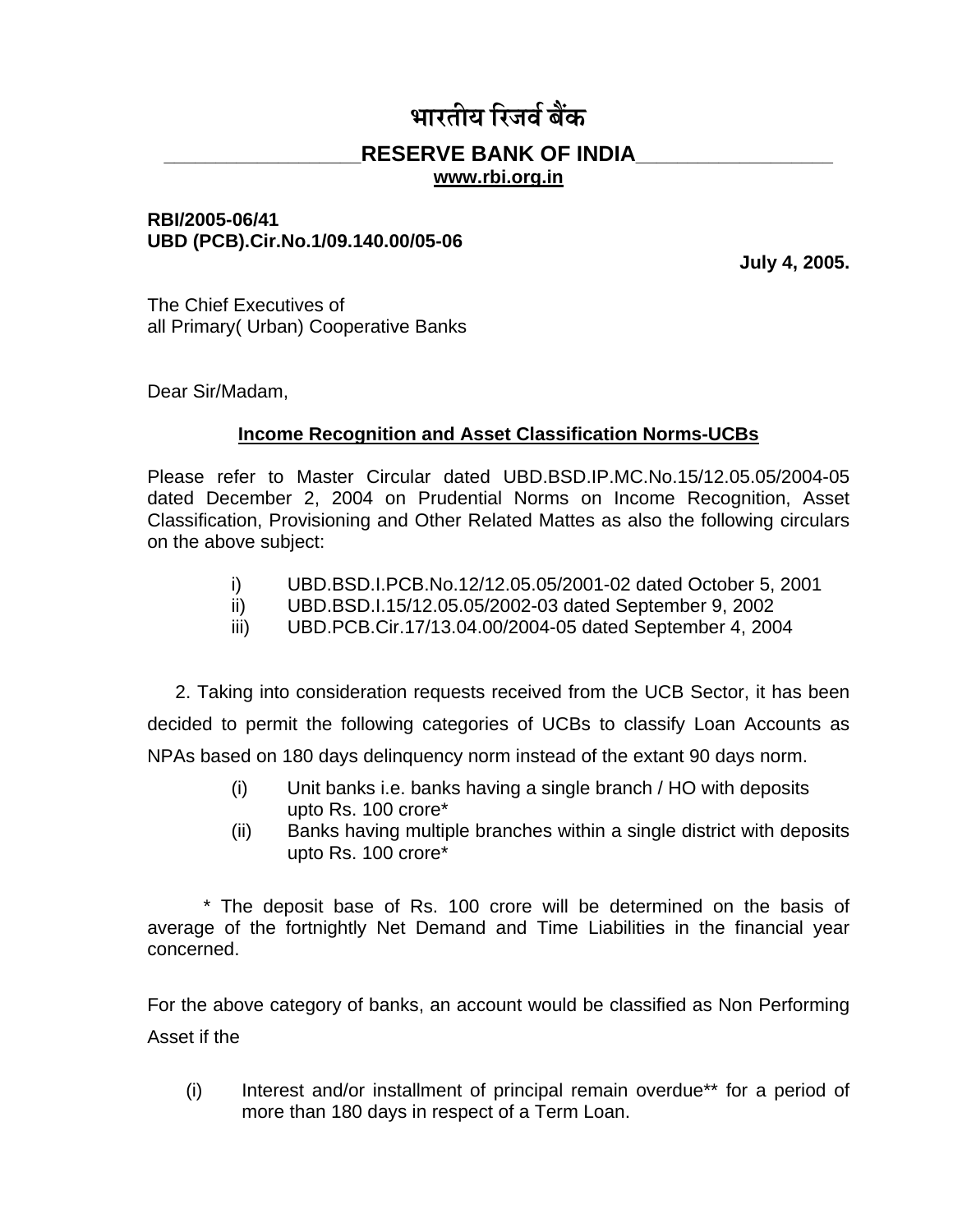# भारतीय रिज़र्व बैंक

## RESERVE BANK OF INDIA

www.rbi.org.in

**RBI/2005-06/41**
**UBD (PCB).Cir.No.1/09.140.00/05-06**

**July 4, 2005.**

The Chief Executives of
all Primary( Urban) Cooperative Banks

Dear Sir/Madam,

**Income Recognition and Asset Classification Norms-UCBs**

Please refer to Master Circular dated UBD.BSD.IP.MC.No.15/12.05.05/2004-05 dated December 2, 2004 on Prudential Norms on Income Recognition, Asset Classification, Provisioning and Other Related Mattes as also the following circulars on the above subject:

i) UBD.BSD.I.PCB.No.12/12.05.05/2001-02 dated October 5, 2001
ii) UBD.BSD.I.15/12.05.05/2002-03 dated September 9, 2002
iii) UBD.PCB.Cir.17/13.04.00/2004-05 dated September 4, 2004

2. Taking into consideration requests received from the UCB Sector, it has been decided to permit the following categories of UCBs to classify Loan Accounts as NPAs based on 180 days delinquency norm instead of the extant 90 days norm.

(i) Unit banks i.e. banks having a single branch / HO with deposits upto Rs. 100 crore*
(ii) Banks having multiple branches within a single district with deposits upto Rs. 100 crore*

* The deposit base of Rs. 100 crore will be determined on the basis of average of the fortnightly Net Demand and Time Liabilities in the financial year concerned.

For the above category of banks, an account would be classified as Non Performing Asset if the

(i) Interest and/or installment of principal remain overdue** for a period of more than 180 days in respect of a Term Loan.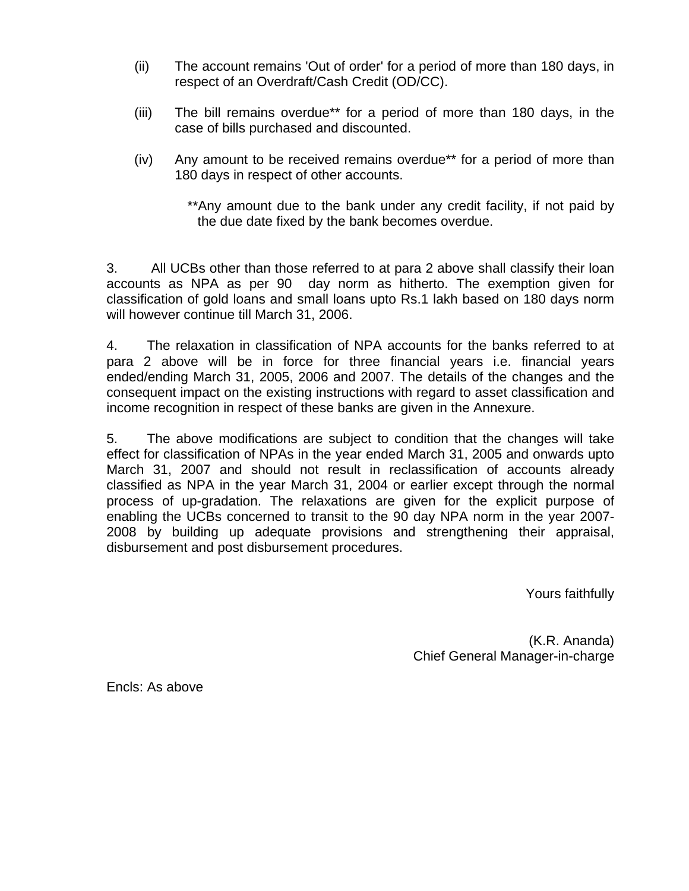(ii) The account remains 'Out of order' for a period of more than 180 days, in respect of an Overdraft/Cash Credit (OD/CC).

(iii) The bill remains overdue** for a period of more than 180 days, in the case of bills purchased and discounted.

(iv) Any amount to be received remains overdue** for a period of more than 180 days in respect of other accounts.

**Any amount due to the bank under any credit facility, if not paid by the due date fixed by the bank becomes overdue.

3. All UCBs other than those referred to at para 2 above shall classify their loan accounts as NPA as per 90 day norm as hitherto. The exemption given for classification of gold loans and small loans upto Rs.1 lakh based on 180 days norm will however continue till March 31, 2006.

4. The relaxation in classification of NPA accounts for the banks referred to at para 2 above will be in force for three financial years i.e. financial years ended/ending March 31, 2005, 2006 and 2007. The details of the changes and the consequent impact on the existing instructions with regard to asset classification and income recognition in respect of these banks are given in the Annexure.

5. The above modifications are subject to condition that the changes will take effect for classification of NPAs in the year ended March 31, 2005 and onwards upto March 31, 2007 and should not result in reclassification of accounts already classified as NPA in the year March 31, 2004 or earlier except through the normal process of up-gradation. The relaxations are given for the explicit purpose of enabling the UCBs concerned to transit to the 90 day NPA norm in the year 2007-2008 by building up adequate provisions and strengthening their appraisal, disbursement and post disbursement procedures.

Yours faithfully

(K.R. Ananda)
Chief General Manager-in-charge

Encls: As above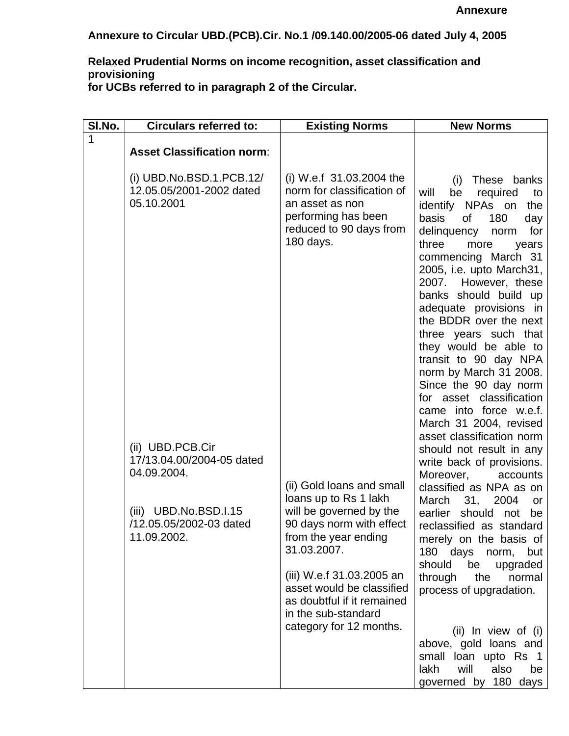Annexure

**Annexure to Circular UBD.(PCB).Cir. No.1 /09.140.00/2005-06 dated July 4, 2005**

**Relaxed Prudential Norms on income recognition, asset classification and provisioning for UCBs referred to in paragraph 2 of the Circular.**

| Sl.No. | Circulars referred to: | Existing Norms | New Norms |
|---|---|---|---|
| 1 | **Asset Classification norm**:<br><br>(i) UBD.No.BSD.1.PCB.12/ 12.05.05/2001-2002 dated 05.10.2001<br><br>(ii) UBD.PCB.Cir 17/13.04.00/2004-05 dated 04.09.2004.<br><br>(iii) UBD.No.BSD.I.15 /12.05.05/2002-03 dated 11.09.2002. | (i) W.e.f 31.03.2004 the norm for classification of an asset as non performing has been reduced to 90 days from 180 days.<br><br>(ii) Gold loans and small loans up to Rs 1 lakh will be governed by the 90 days norm with effect from the year ending 31.03.2007.<br><br>(iii) W.e.f 31.03.2005 an asset would be classified as doubtful if it remained in the sub-standard category for 12 months. | (i) These banks will be required to identify NPAs on the basis of 180 day delinquency norm for three more years commencing March 31 2005, i.e. upto March31, 2007. However, these banks should build up adequate provisions in the BDDR over the next three years such that they would be able to transit to 90 day NPA norm by March 31 2008. Since the 90 day norm for asset classification came into force w.e.f. March 31 2004, revised asset classification norm should not result in any write back of provisions. Moreover, accounts classified as NPA as on March 31, 2004 or earlier should not be reclassified as standard merely on the basis of 180 days norm, but should be upgraded through the normal process of upgradation.<br><br>(ii) In view of (i) above, gold loans and small loan upto Rs 1 lakh will also be governed by 180 days |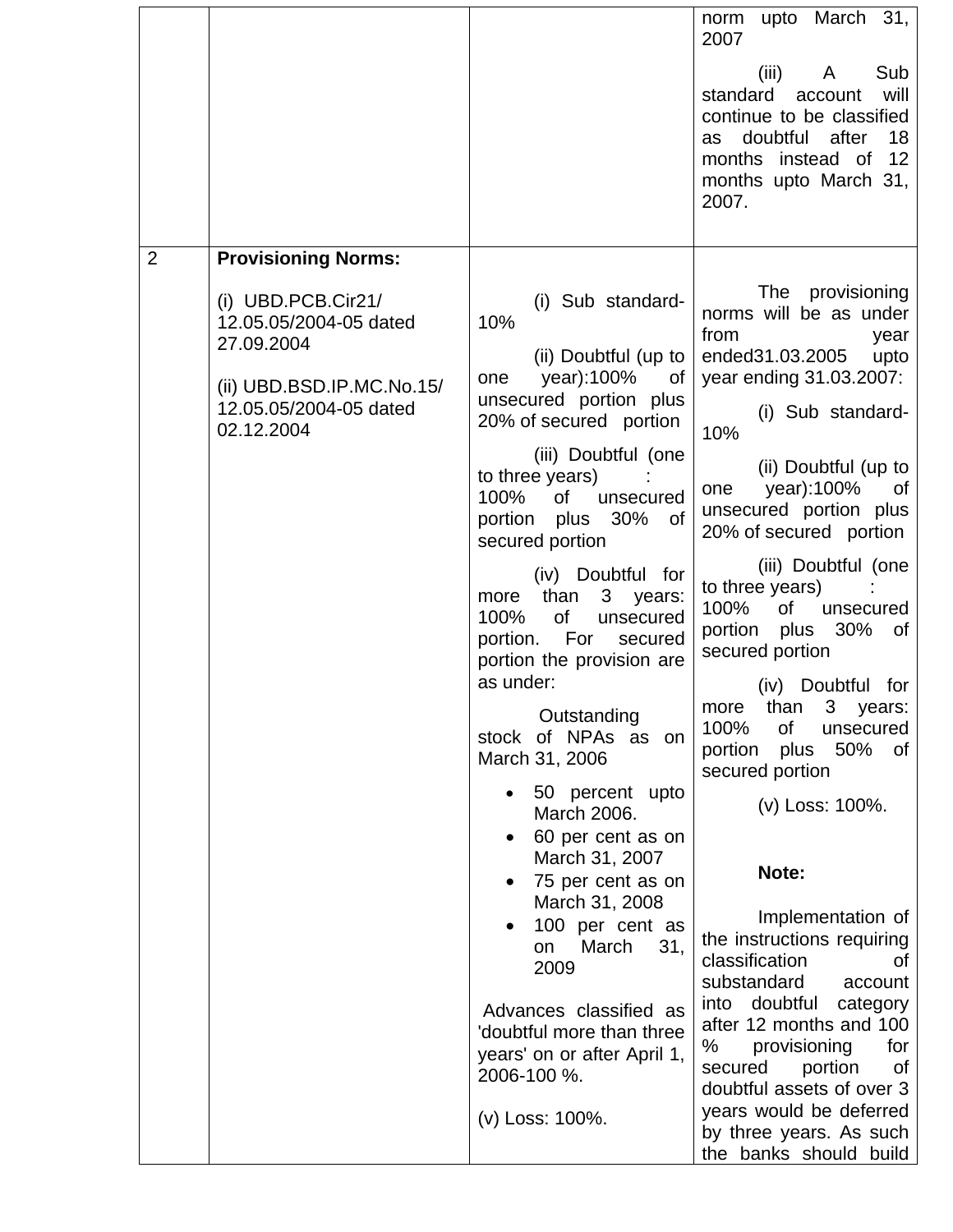| | | | |
|---|---|---|---|
| | | | norm upto March 31, 2007<br><br>(iii) A Sub standard account will continue to be classified as doubtful after 18 months instead of 12 months upto March 31, 2007. |
| 2 | **Provisioning Norms:**<br><br>(i) UBD.PCB.Cir21/ 12.05.05/2004-05 dated 27.09.2004<br><br>(ii) UBD.BSD.IP.MC.No.15/ 12.05.05/2004-05 dated 02.12.2004 | (i) Sub standard- 10%<br><br>(ii) Doubtful (up to one year):100% of unsecured portion plus 20% of secured portion<br><br>(iii) Doubtful (one to three years) : 100% of unsecured portion plus 30% of secured portion<br><br>(iv) Doubtful for more than 3 years: 100% of unsecured portion. For secured portion the provision are as under:<br><br>Outstanding stock of NPAs as on March 31, 2006<br><br>• 50 percent upto March 2006.<br>• 60 per cent as on March 31, 2007<br>• 75 per cent as on March 31, 2008<br>• 100 per cent as on March 31, 2009<br><br>Advances classified as 'doubtful more than three years' on or after April 1, 2006-100 %.<br><br>(v) Loss: 100%. | The provisioning norms will be as under from year ended31.03.2005 upto year ending 31.03.2007:<br><br>(i) Sub standard- 10%<br><br>(ii) Doubtful (up to one year):100% of unsecured portion plus 20% of secured portion<br><br>(iii) Doubtful (one to three years) : 100% of unsecured portion plus 30% of secured portion<br><br>(iv) Doubtful for more than 3 years: 100% of unsecured portion plus 50% of secured portion<br><br>(v) Loss: 100%.<br><br>**Note:**<br><br>Implementation of the instructions requiring classification of substandard account into doubtful category after 12 months and 100 % provisioning for secured portion of doubtful assets of over 3 years would be deferred by three years. As such the banks should build |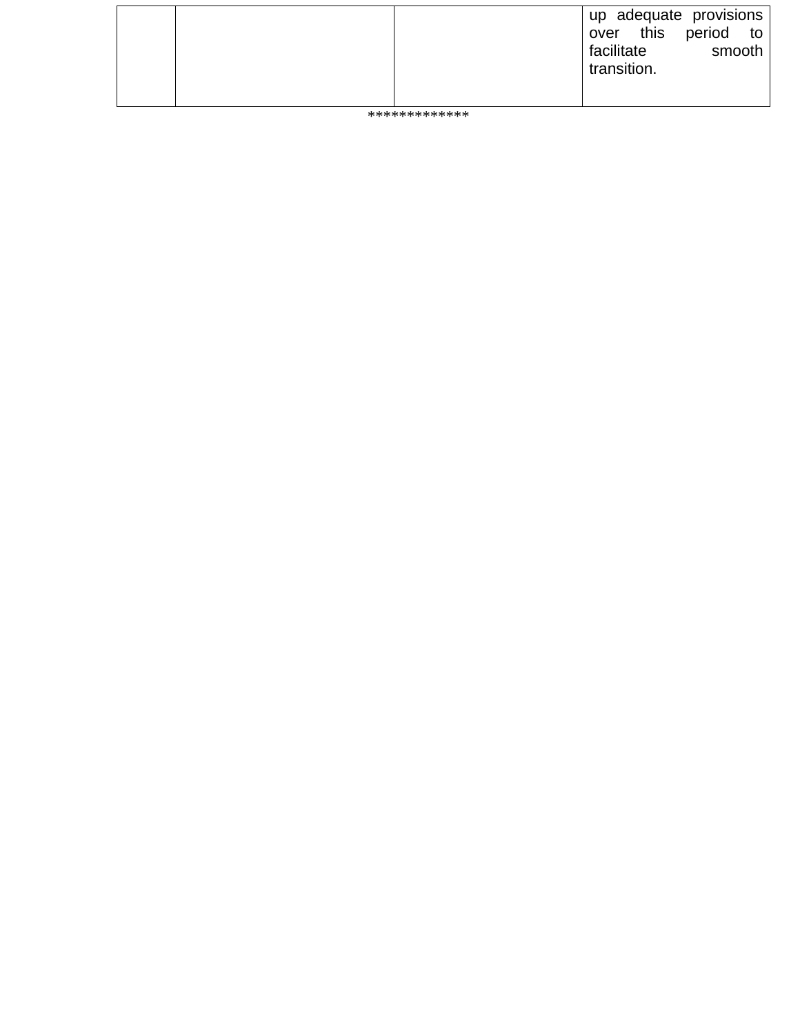| | | | |
|---|---|---|---|
| | | | up adequate provisions over this period to facilitate smooth transition. |

*************